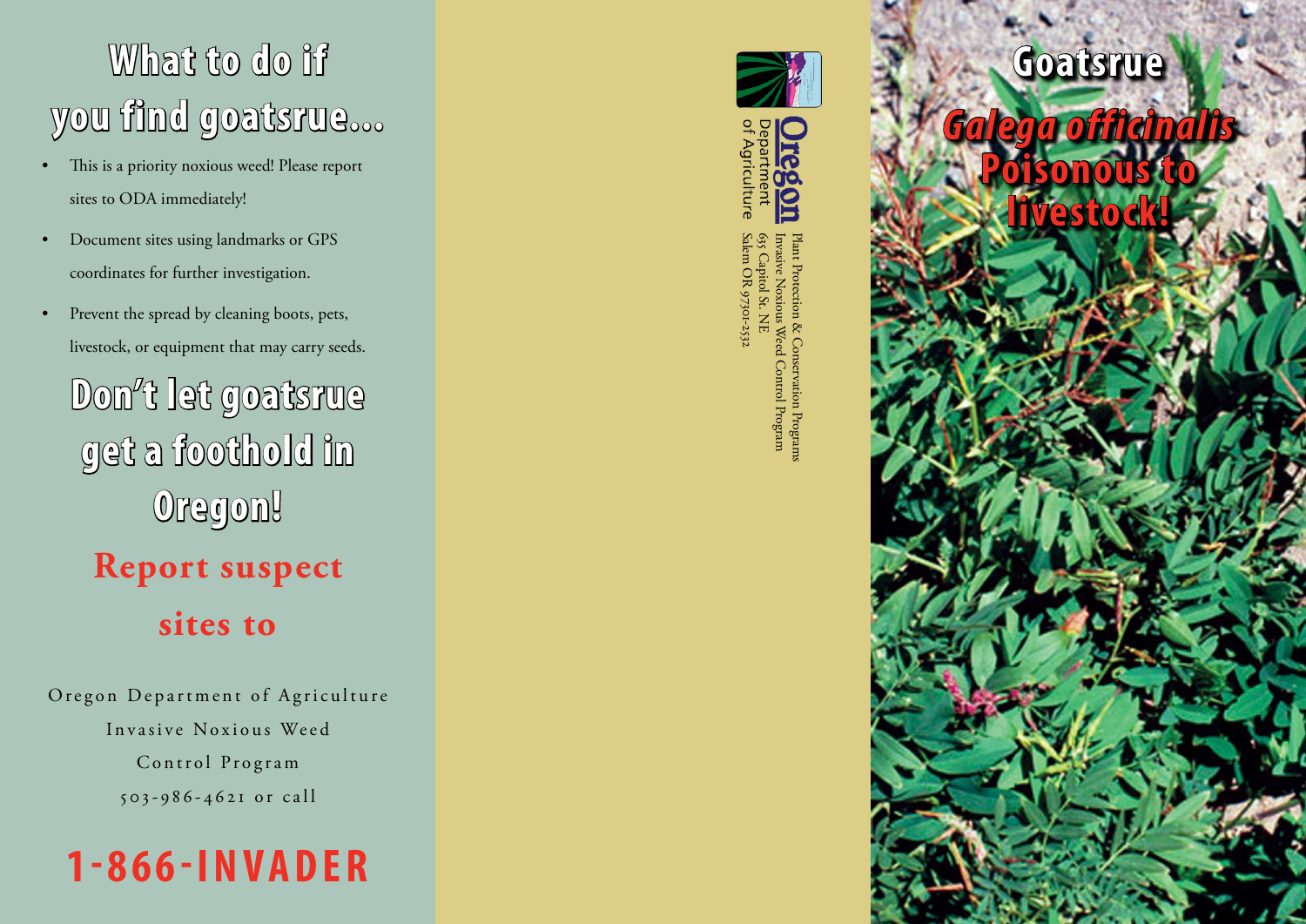# What to do if you find goatsrue...

- This is a priority noxious weed! Please report sites to ODA immediately!
- Document sites using landmarks or GPS coordinates for further investigation.
- Prevent the spread by cleaning boots, pets, livestock, or equipment that may carry seeds.

## Don't let goatsrue get a foothold in Oregon!

**Report suspect sites to**

Oregon Department of Agriculture
Invasive Noxious Weed
Control Program
503-986-4621 or call

**1-866-INVADER**

Oregon Department of Agriculture

Plant Protection & Conservation Programs
Invasive Noxious Weed Control Program
635 Capitol St. NE
Salem OR 97301-2532

# Goatsrue

## *Galega officinalis*

## Poisonous to livestock!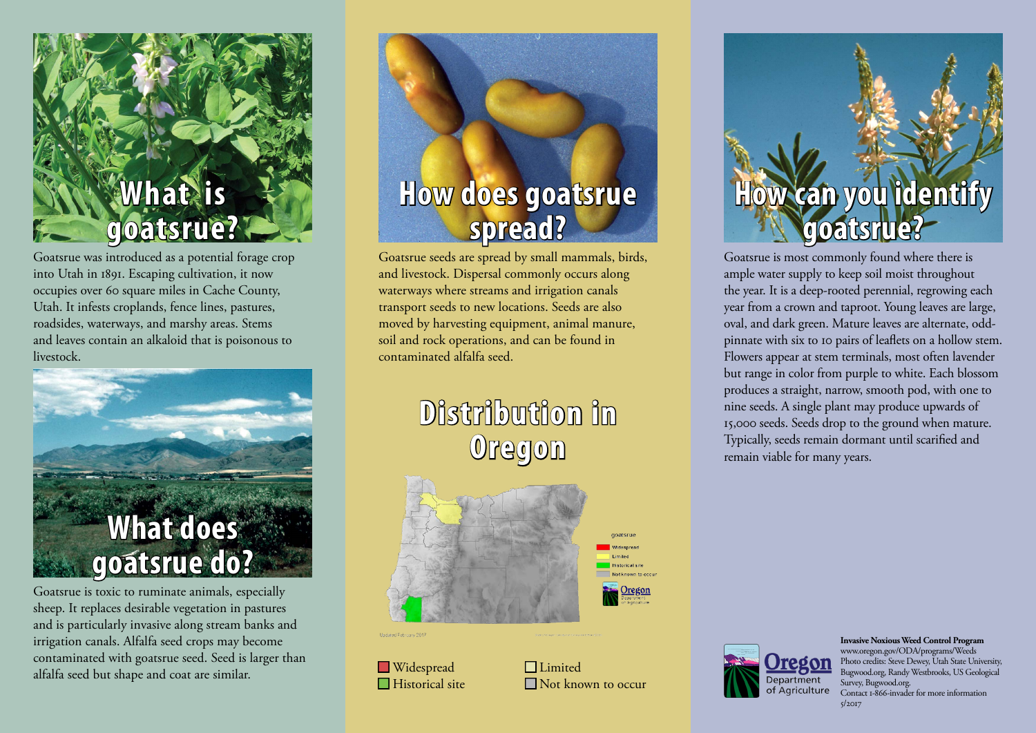# What is goatsrue?

Goatsrue was introduced as a potential forage crop into Utah in 1891. Escaping cultivation, it now occupies over 60 square miles in Cache County, Utah. It infests croplands, fence lines, pastures, roadsides, waterways, and marshy areas. Stems and leaves contain an alkaloid that is poisonous to livestock.

# What does goatsrue do?

Goatsrue is toxic to ruminate animals, especially sheep. It replaces desirable vegetation in pastures and is particularly invasive along stream banks and irrigation canals. Alfalfa seed crops may become contaminated with goatsrue seed. Seed is larger than alfalfa seed but shape and coat are similar.

# How does goatsrue spread?

Goatsrue seeds are spread by small mammals, birds, and livestock. Dispersal commonly occurs along waterways where streams and irrigation canals transport seeds to new locations. Seeds are also moved by harvesting equipment, animal manure, soil and rock operations, and can be found in contaminated alfalfa seed.

# Distribution in Oregon

goatsrue

Widespread

Limited

Historical site

Not known to occur

Oregon Department of Agriculture

Updated February 2017

- Widespread
- Limited
- Historical site
- Not known to occur

# How can you identify goatsrue?

Goatsrue is most commonly found where there is ample water supply to keep soil moist throughout the year. It is a deep-rooted perennial, regrowing each year from a crown and taproot. Young leaves are large, oval, and dark green. Mature leaves are alternate, odd-pinnate with six to 10 pairs of leaflets on a hollow stem. Flowers appear at stem terminals, most often lavender but range in color from purple to white. Each blossom produces a straight, narrow, smooth pod, with one to nine seeds. A single plant may produce upwards of 15,000 seeds. Seeds drop to the ground when mature. Typically, seeds remain dormant until scarified and remain viable for many years.

Oregon Department of Agriculture

**Invasive Noxious Weed Control Program**
www.oregon.gov/ODA/programs/Weeds
Photo credits: Steve Dewey, Utah State University, Bugwood.org, Randy Westbrooks, US Geological Survey, Bugwood.org.
Contact 1-866-invader for more information
5/2017